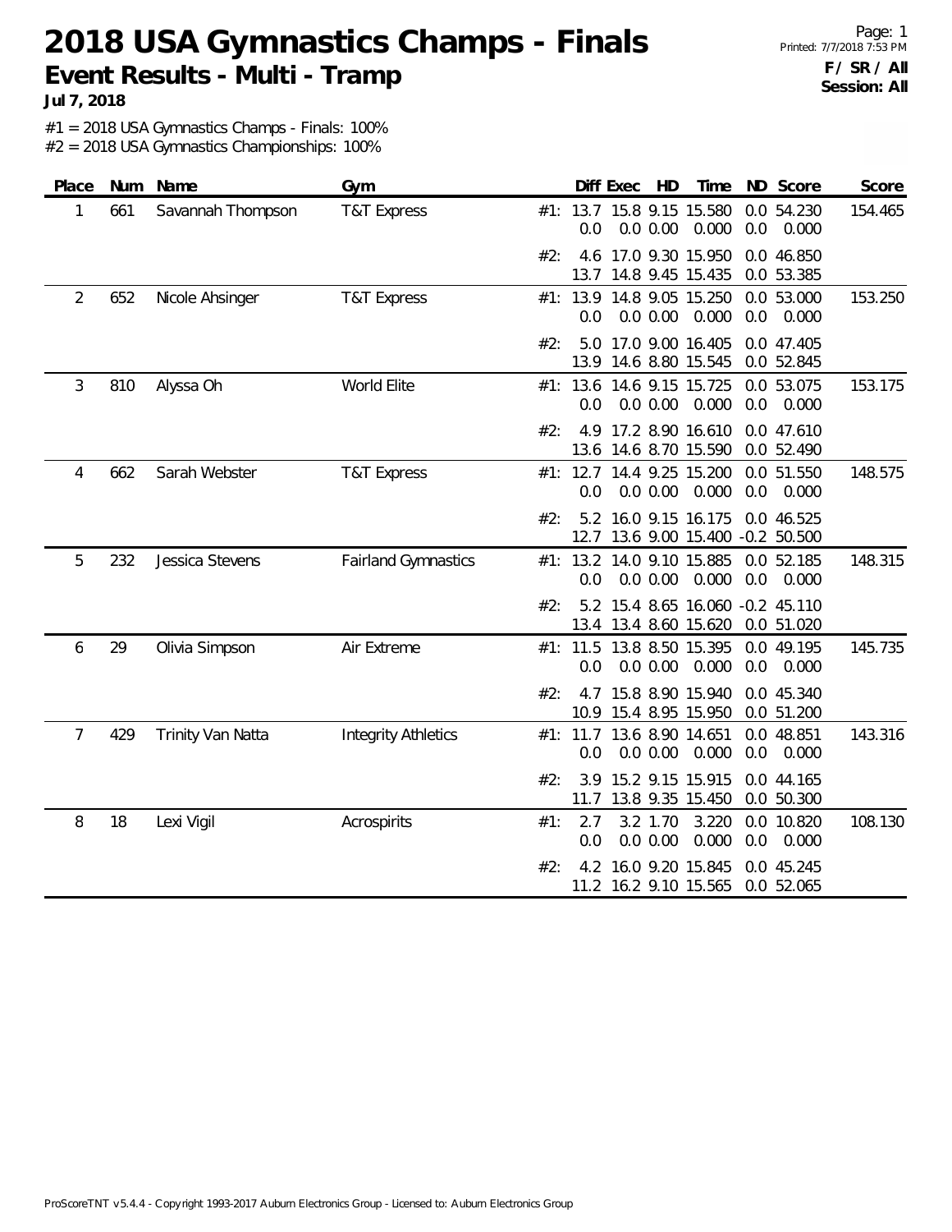# 2018 USA Gymnastics Champs - Finals

## Event Results - Multi - Tramp

**Jul 7, 2018**

**F / SR / All**
**Session: All**

#1 = 2018 USA Gymnastics Champs - Finals: 100%
#2 = 2018 USA Gymnastics Championships: 100%

| Place | Num | Name | Gym | | Diff | Exec | HD | Time | ND | Score | Score |
|---|---|---|---|---|---|---|---|---|---|---|---|
| 1 | 661 | Savannah Thompson | T&T Express | #1: | 13.7 | 15.8 | 9.15 | 15.580 | 0.0 | 54.230 | 154.465 |
| | | | | | 0.0 | 0.0 | 0.00 | 0.000 | 0.0 | 0.000 | |
| | | | | #2: | 4.6 | 17.0 | 9.30 | 15.950 | 0.0 | 46.850 | |
| | | | | | 13.7 | 14.8 | 9.45 | 15.435 | 0.0 | 53.385 | |
| 2 | 652 | Nicole Ahsinger | T&T Express | #1: | 13.9 | 14.8 | 9.05 | 15.250 | 0.0 | 53.000 | 153.250 |
| | | | | | 0.0 | 0.0 | 0.00 | 0.000 | 0.0 | 0.000 | |
| | | | | #2: | 5.0 | 17.0 | 9.00 | 16.405 | 0.0 | 47.405 | |
| | | | | | 13.9 | 14.6 | 8.80 | 15.545 | 0.0 | 52.845 | |
| 3 | 810 | Alyssa Oh | World Elite | #1: | 13.6 | 14.6 | 9.15 | 15.725 | 0.0 | 53.075 | 153.175 |
| | | | | | 0.0 | 0.0 | 0.00 | 0.000 | 0.0 | 0.000 | |
| | | | | #2: | 4.9 | 17.2 | 8.90 | 16.610 | 0.0 | 47.610 | |
| | | | | | 13.6 | 14.6 | 8.70 | 15.590 | 0.0 | 52.490 | |
| 4 | 662 | Sarah Webster | T&T Express | #1: | 12.7 | 14.4 | 9.25 | 15.200 | 0.0 | 51.550 | 148.575 |
| | | | | | 0.0 | 0.0 | 0.00 | 0.000 | 0.0 | 0.000 | |
| | | | | #2: | 5.2 | 16.0 | 9.15 | 16.175 | 0.0 | 46.525 | |
| | | | | | 12.7 | 13.6 | 9.00 | 15.400 | -0.2 | 50.500 | |
| 5 | 232 | Jessica Stevens | Fairland Gymnastics | #1: | 13.2 | 14.0 | 9.10 | 15.885 | 0.0 | 52.185 | 148.315 |
| | | | | | 0.0 | 0.0 | 0.00 | 0.000 | 0.0 | 0.000 | |
| | | | | #2: | 5.2 | 15.4 | 8.65 | 16.060 | -0.2 | 45.110 | |
| | | | | | 13.4 | 13.4 | 8.60 | 15.620 | 0.0 | 51.020 | |
| 6 | 29 | Olivia Simpson | Air Extreme | #1: | 11.5 | 13.8 | 8.50 | 15.395 | 0.0 | 49.195 | 145.735 |
| | | | | | 0.0 | 0.0 | 0.00 | 0.000 | 0.0 | 0.000 | |
| | | | | #2: | 4.7 | 15.8 | 8.90 | 15.940 | 0.0 | 45.340 | |
| | | | | | 10.9 | 15.4 | 8.95 | 15.950 | 0.0 | 51.200 | |
| 7 | 429 | Trinity Van Natta | Integrity Athletics | #1: | 11.7 | 13.6 | 8.90 | 14.651 | 0.0 | 48.851 | 143.316 |
| | | | | | 0.0 | 0.0 | 0.00 | 0.000 | 0.0 | 0.000 | |
| | | | | #2: | 3.9 | 15.2 | 9.15 | 15.915 | 0.0 | 44.165 | |
| | | | | | 11.7 | 13.8 | 9.35 | 15.450 | 0.0 | 50.300 | |
| 8 | 18 | Lexi Vigil | Acrospirits | #1: | 2.7 | 3.2 | 1.70 | 3.220 | 0.0 | 10.820 | 108.130 |
| | | | | | 0.0 | 0.0 | 0.00 | 0.000 | 0.0 | 0.000 | |
| | | | | #2: | 4.2 | 16.0 | 9.20 | 15.845 | 0.0 | 45.245 | |
| | | | | | 11.2 | 16.2 | 9.10 | 15.565 | 0.0 | 52.065 | |

ProScoreTNT v5.4.4 - Copyright 1993-2017 Auburn Electronics Group - Licensed to: Auburn Electronics Group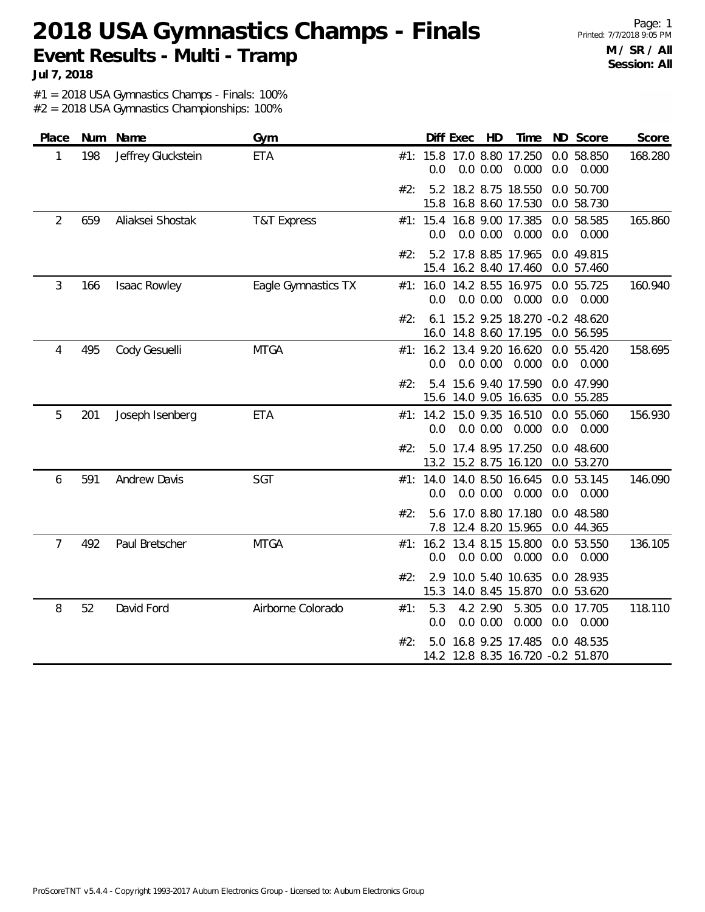# 2018 USA Gymnastics Champs - Finals

## Event Results - Multi - Tramp

**Jul 7, 2018**

**M / SR / All**
**Session: All**

#1 = 2018 USA Gymnastics Champs - Finals: 100%
#2 = 2018 USA Gymnastics Championships: 100%

| Place | Num | Name | Gym | | Diff | Exec | HD | Time | ND | Score | Score |
|---|---|---|---|---|---|---|---|---|---|---|---|
| 1 | 198 | Jeffrey Gluckstein | ETA | #1: | 15.8 | 17.0 | 8.80 | 17.250 | 0.0 | 58.850 | 168.280 |
| | | | | | 0.0 | 0.0 | 0.00 | 0.000 | 0.0 | 0.000 | |
| | | | | #2: | 5.2 | 18.2 | 8.75 | 18.550 | 0.0 | 50.700 | |
| | | | | | 15.8 | 16.8 | 8.60 | 17.530 | 0.0 | 58.730 | |
| 2 | 659 | Aliaksei Shostak | T&T Express | #1: | 15.4 | 16.8 | 9.00 | 17.385 | 0.0 | 58.585 | 165.860 |
| | | | | | 0.0 | 0.0 | 0.00 | 0.000 | 0.0 | 0.000 | |
| | | | | #2: | 5.2 | 17.8 | 8.85 | 17.965 | 0.0 | 49.815 | |
| | | | | | 15.4 | 16.2 | 8.40 | 17.460 | 0.0 | 57.460 | |
| 3 | 166 | Isaac Rowley | Eagle Gymnastics TX | #1: | 16.0 | 14.2 | 8.55 | 16.975 | 0.0 | 55.725 | 160.940 |
| | | | | | 0.0 | 0.0 | 0.00 | 0.000 | 0.0 | 0.000 | |
| | | | | #2: | 6.1 | 15.2 | 9.25 | 18.270 | -0.2 | 48.620 | |
| | | | | | 16.0 | 14.8 | 8.60 | 17.195 | 0.0 | 56.595 | |
| 4 | 495 | Cody Gesuelli | MTGA | #1: | 16.2 | 13.4 | 9.20 | 16.620 | 0.0 | 55.420 | 158.695 |
| | | | | | 0.0 | 0.0 | 0.00 | 0.000 | 0.0 | 0.000 | |
| | | | | #2: | 5.4 | 15.6 | 9.40 | 17.590 | 0.0 | 47.990 | |
| | | | | | 15.6 | 14.0 | 9.05 | 16.635 | 0.0 | 55.285 | |
| 5 | 201 | Joseph Isenberg | ETA | #1: | 14.2 | 15.0 | 9.35 | 16.510 | 0.0 | 55.060 | 156.930 |
| | | | | | 0.0 | 0.0 | 0.00 | 0.000 | 0.0 | 0.000 | |
| | | | | #2: | 5.0 | 17.4 | 8.95 | 17.250 | 0.0 | 48.600 | |
| | | | | | 13.2 | 15.2 | 8.75 | 16.120 | 0.0 | 53.270 | |
| 6 | 591 | Andrew Davis | SGT | #1: | 14.0 | 14.0 | 8.50 | 16.645 | 0.0 | 53.145 | 146.090 |
| | | | | | 0.0 | 0.0 | 0.00 | 0.000 | 0.0 | 0.000 | |
| | | | | #2: | 5.6 | 17.0 | 8.80 | 17.180 | 0.0 | 48.580 | |
| | | | | | 7.8 | 12.4 | 8.20 | 15.965 | 0.0 | 44.365 | |
| 7 | 492 | Paul Bretscher | MTGA | #1: | 16.2 | 13.4 | 8.15 | 15.800 | 0.0 | 53.550 | 136.105 |
| | | | | | 0.0 | 0.0 | 0.00 | 0.000 | 0.0 | 0.000 | |
| | | | | #2: | 2.9 | 10.0 | 5.40 | 10.635 | 0.0 | 28.935 | |
| | | | | | 15.3 | 14.0 | 8.45 | 15.870 | 0.0 | 53.620 | |
| 8 | 52 | David Ford | Airborne Colorado | #1: | 5.3 | 4.2 | 2.90 | 5.305 | 0.0 | 17.705 | 118.110 |
| | | | | | 0.0 | 0.0 | 0.00 | 0.000 | 0.0 | 0.000 | |
| | | | | #2: | 5.0 | 16.8 | 9.25 | 17.485 | 0.0 | 48.535 | |
| | | | | | 14.2 | 12.8 | 8.35 | 16.720 | -0.2 | 51.870 | |

ProScoreTNT v5.4.4 - Copyright 1993-2017 Auburn Electronics Group - Licensed to: Auburn Electronics Group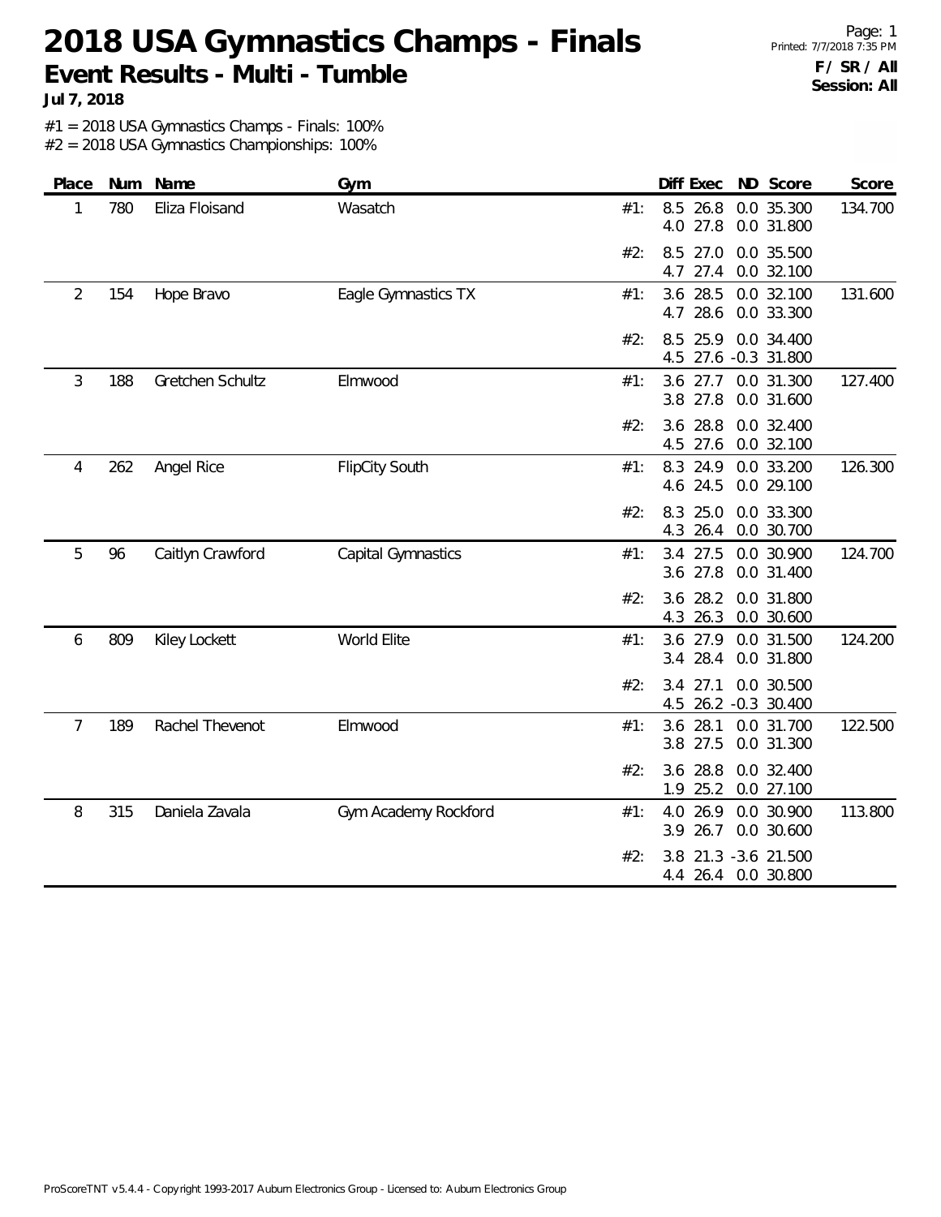# 2018 USA Gymnastics Champs - Finals

## Event Results - Multi - Tumble

**Jul 7, 2018**

**F / SR / All**
**Session: All**

#1 = 2018 USA Gymnastics Champs - Finals: 100%
#2 = 2018 USA Gymnastics Championships: 100%

| Place | Num | Name | Gym | | Diff | Exec | ND | Score | Score |
|---|---|---|---|---|---|---|---|---|---|
| 1 | 780 | Eliza Floisand | Wasatch | #1: | 8.5 | 26.8 | 0.0 | 35.300 | 134.700 |
| | | | | | 4.0 | 27.8 | 0.0 | 31.800 | |
| | | | | #2: | 8.5 | 27.0 | 0.0 | 35.500 | |
| | | | | | 4.7 | 27.4 | 0.0 | 32.100 | |
| 2 | 154 | Hope Bravo | Eagle Gymnastics TX | #1: | 3.6 | 28.5 | 0.0 | 32.100 | 131.600 |
| | | | | | 4.7 | 28.6 | 0.0 | 33.300 | |
| | | | | #2: | 8.5 | 25.9 | 0.0 | 34.400 | |
| | | | | | 4.5 | 27.6 | -0.3 | 31.800 | |
| 3 | 188 | Gretchen Schultz | Elmwood | #1: | 3.6 | 27.7 | 0.0 | 31.300 | 127.400 |
| | | | | | 3.8 | 27.8 | 0.0 | 31.600 | |
| | | | | #2: | 3.6 | 28.8 | 0.0 | 32.400 | |
| | | | | | 4.5 | 27.6 | 0.0 | 32.100 | |
| 4 | 262 | Angel Rice | FlipCity South | #1: | 8.3 | 24.9 | 0.0 | 33.200 | 126.300 |
| | | | | | 4.6 | 24.5 | 0.0 | 29.100 | |
| | | | | #2: | 8.3 | 25.0 | 0.0 | 33.300 | |
| | | | | | 4.3 | 26.4 | 0.0 | 30.700 | |
| 5 | 96 | Caitlyn Crawford | Capital Gymnastics | #1: | 3.4 | 27.5 | 0.0 | 30.900 | 124.700 |
| | | | | | 3.6 | 27.8 | 0.0 | 31.400 | |
| | | | | #2: | 3.6 | 28.2 | 0.0 | 31.800 | |
| | | | | | 4.3 | 26.3 | 0.0 | 30.600 | |
| 6 | 809 | Kiley Lockett | World Elite | #1: | 3.6 | 27.9 | 0.0 | 31.500 | 124.200 |
| | | | | | 3.4 | 28.4 | 0.0 | 31.800 | |
| | | | | #2: | 3.4 | 27.1 | 0.0 | 30.500 | |
| | | | | | 4.5 | 26.2 | -0.3 | 30.400 | |
| 7 | 189 | Rachel Thevenot | Elmwood | #1: | 3.6 | 28.1 | 0.0 | 31.700 | 122.500 |
| | | | | | 3.8 | 27.5 | 0.0 | 31.300 | |
| | | | | #2: | 3.6 | 28.8 | 0.0 | 32.400 | |
| | | | | | 1.9 | 25.2 | 0.0 | 27.100 | |
| 8 | 315 | Daniela Zavala | Gym Academy Rockford | #1: | 4.0 | 26.9 | 0.0 | 30.900 | 113.800 |
| | | | | | 3.9 | 26.7 | 0.0 | 30.600 | |
| | | | | #2: | 3.8 | 21.3 | -3.6 | 21.500 | |
| | | | | | 4.4 | 26.4 | 0.0 | 30.800 | |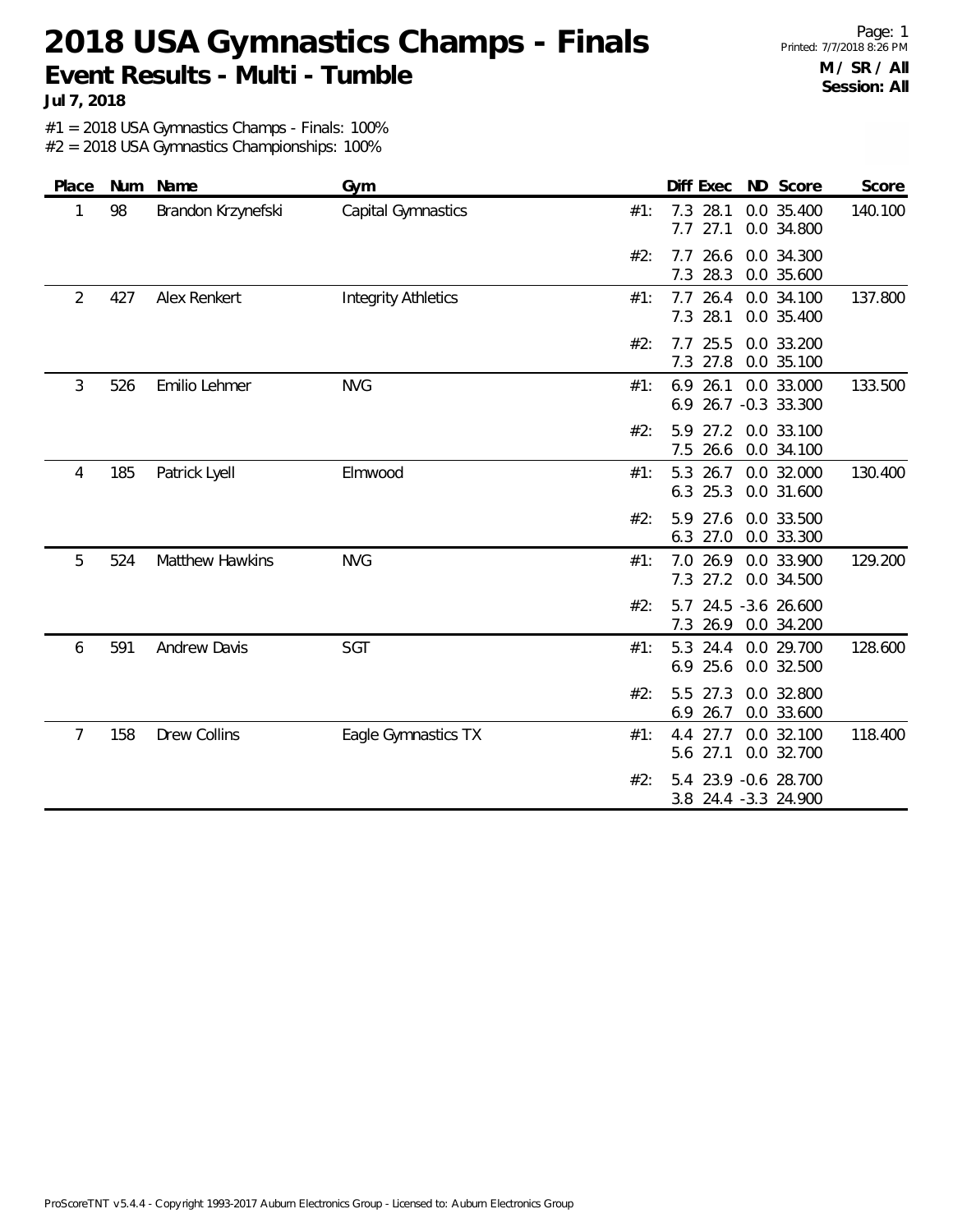# 2018 USA Gymnastics Champs - Finals

## Event Results - Multi - Tumble

**Jul 7, 2018**

**M / SR / All**
**Session: All**

#1 = 2018 USA Gymnastics Champs - Finals: 100%
#2 = 2018 USA Gymnastics Championships: 100%

| Place | Num | Name | Gym | | Diff | Exec | ND | Score | Score |
|---|---|---|---|---|---|---|---|---|---|
| 1 | 98 | Brandon Krzynefski | Capital Gymnastics | #1: | 7.3 | 28.1 | 0.0 | 35.400 | 140.100 |
| | | | | | 7.7 | 27.1 | 0.0 | 34.800 | |
| | | | | #2: | 7.7 | 26.6 | 0.0 | 34.300 | |
| | | | | | 7.3 | 28.3 | 0.0 | 35.600 | |
| 2 | 427 | Alex Renkert | Integrity Athletics | #1: | 7.7 | 26.4 | 0.0 | 34.100 | 137.800 |
| | | | | | 7.3 | 28.1 | 0.0 | 35.400 | |
| | | | | #2: | 7.7 | 25.5 | 0.0 | 33.200 | |
| | | | | | 7.3 | 27.8 | 0.0 | 35.100 | |
| 3 | 526 | Emilio Lehmer | NVG | #1: | 6.9 | 26.1 | 0.0 | 33.000 | 133.500 |
| | | | | | 6.9 | 26.7 | -0.3 | 33.300 | |
| | | | | #2: | 5.9 | 27.2 | 0.0 | 33.100 | |
| | | | | | 7.5 | 26.6 | 0.0 | 34.100 | |
| 4 | 185 | Patrick Lyell | Elmwood | #1: | 5.3 | 26.7 | 0.0 | 32.000 | 130.400 |
| | | | | | 6.3 | 25.3 | 0.0 | 31.600 | |
| | | | | #2: | 5.9 | 27.6 | 0.0 | 33.500 | |
| | | | | | 6.3 | 27.0 | 0.0 | 33.300 | |
| 5 | 524 | Matthew Hawkins | NVG | #1: | 7.0 | 26.9 | 0.0 | 33.900 | 129.200 |
| | | | | | 7.3 | 27.2 | 0.0 | 34.500 | |
| | | | | #2: | 5.7 | 24.5 | -3.6 | 26.600 | |
| | | | | | 7.3 | 26.9 | 0.0 | 34.200 | |
| 6 | 591 | Andrew Davis | SGT | #1: | 5.3 | 24.4 | 0.0 | 29.700 | 128.600 |
| | | | | | 6.9 | 25.6 | 0.0 | 32.500 | |
| | | | | #2: | 5.5 | 27.3 | 0.0 | 32.800 | |
| | | | | | 6.9 | 26.7 | 0.0 | 33.600 | |
| 7 | 158 | Drew Collins | Eagle Gymnastics TX | #1: | 4.4 | 27.7 | 0.0 | 32.100 | 118.400 |
| | | | | | 5.6 | 27.1 | 0.0 | 32.700 | |
| | | | | #2: | 5.4 | 23.9 | -0.6 | 28.700 | |
| | | | | | 3.8 | 24.4 | -3.3 | 24.900 | |

ProScoreTNT v5.4.4 - Copyright 1993-2017 Auburn Electronics Group - Licensed to: Auburn Electronics Group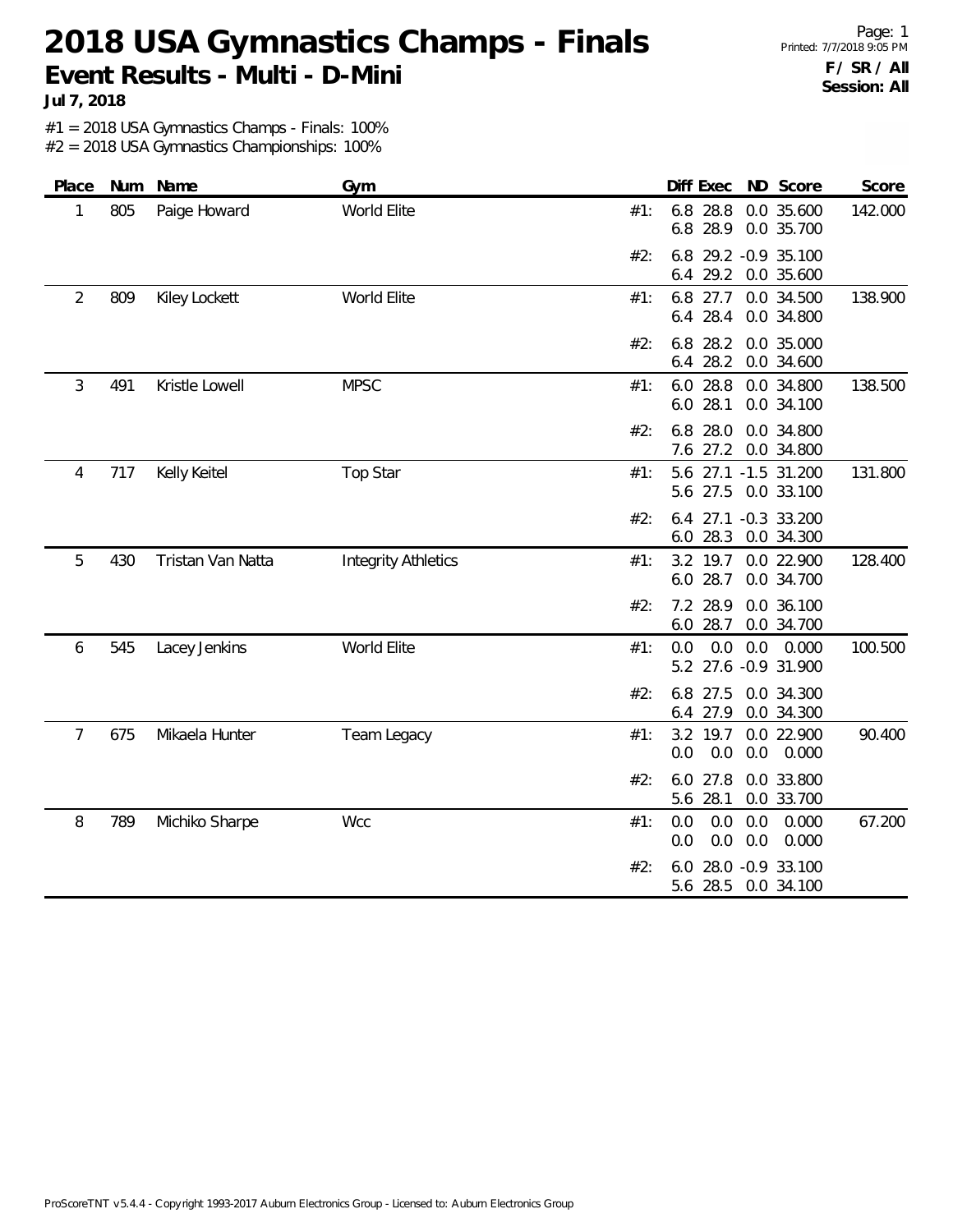# 2018 USA Gymnastics Champs - Finals

## Event Results - Multi - D-Mini

**Jul 7, 2018**

**F / SR / All**
**Session: All**

#1 = 2018 USA Gymnastics Champs - Finals: 100%
#2 = 2018 USA Gymnastics Championships: 100%

| Place | Num | Name | Gym | | Diff | Exec | ND | Score | Score |
|---|---|---|---|---|---|---|---|---|---|
| 1 | 805 | Paige Howard | World Elite | #1: | 6.8 | 28.8 | 0.0 | 35.600 | 142.000 |
| | | | | | 6.8 | 28.9 | 0.0 | 35.700 | |
| | | | | #2: | 6.8 | 29.2 | -0.9 | 35.100 | |
| | | | | | 6.4 | 29.2 | 0.0 | 35.600 | |
| 2 | 809 | Kiley Lockett | World Elite | #1: | 6.8 | 27.7 | 0.0 | 34.500 | 138.900 |
| | | | | | 6.4 | 28.4 | 0.0 | 34.800 | |
| | | | | #2: | 6.8 | 28.2 | 0.0 | 35.000 | |
| | | | | | 6.4 | 28.2 | 0.0 | 34.600 | |
| 3 | 491 | Kristle Lowell | MPSC | #1: | 6.0 | 28.8 | 0.0 | 34.800 | 138.500 |
| | | | | | 6.0 | 28.1 | 0.0 | 34.100 | |
| | | | | #2: | 6.8 | 28.0 | 0.0 | 34.800 | |
| | | | | | 7.6 | 27.2 | 0.0 | 34.800 | |
| 4 | 717 | Kelly Keitel | Top Star | #1: | 5.6 | 27.1 | -1.5 | 31.200 | 131.800 |
| | | | | | 5.6 | 27.5 | 0.0 | 33.100 | |
| | | | | #2: | 6.4 | 27.1 | -0.3 | 33.200 | |
| | | | | | 6.0 | 28.3 | 0.0 | 34.300 | |
| 5 | 430 | Tristan Van Natta | Integrity Athletics | #1: | 3.2 | 19.7 | 0.0 | 22.900 | 128.400 |
| | | | | | 6.0 | 28.7 | 0.0 | 34.700 | |
| | | | | #2: | 7.2 | 28.9 | 0.0 | 36.100 | |
| | | | | | 6.0 | 28.7 | 0.0 | 34.700 | |
| 6 | 545 | Lacey Jenkins | World Elite | #1: | 0.0 | 0.0 | 0.0 | 0.000 | 100.500 |
| | | | | | 5.2 | 27.6 | -0.9 | 31.900 | |
| | | | | #2: | 6.8 | 27.5 | 0.0 | 34.300 | |
| | | | | | 6.4 | 27.9 | 0.0 | 34.300 | |
| 7 | 675 | Mikaela Hunter | Team Legacy | #1: | 3.2 | 19.7 | 0.0 | 22.900 | 90.400 |
| | | | | | 0.0 | 0.0 | 0.0 | 0.000 | |
| | | | | #2: | 6.0 | 27.8 | 0.0 | 33.800 | |
| | | | | | 5.6 | 28.1 | 0.0 | 33.700 | |
| 8 | 789 | Michiko Sharpe | Wcc | #1: | 0.0 | 0.0 | 0.0 | 0.000 | 67.200 |
| | | | | | 0.0 | 0.0 | 0.0 | 0.000 | |
| | | | | #2: | 6.0 | 28.0 | -0.9 | 33.100 | |
| | | | | | 5.6 | 28.5 | 0.0 | 34.100 | |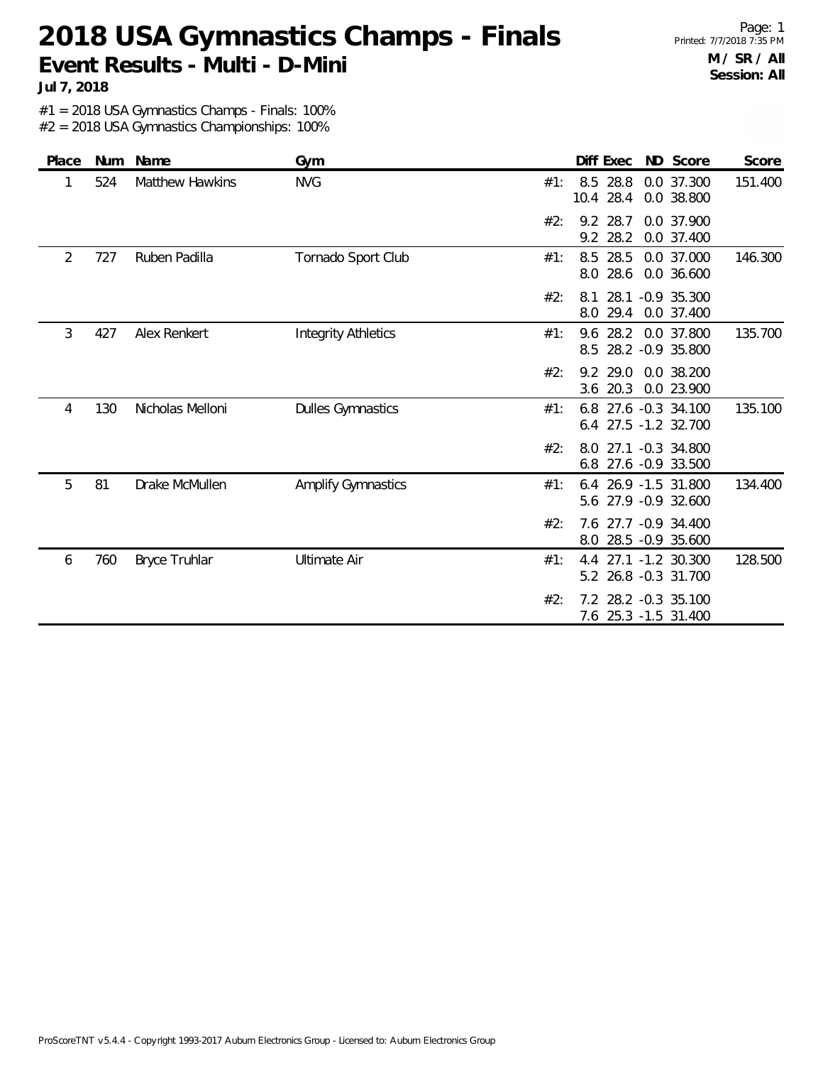# 2018 USA Gymnastics Champs - Finals

## Event Results - Multi - D-Mini

**Jul 7, 2018**

**M / SR / All**
**Session: All**

#1 = 2018 USA Gymnastics Champs - Finals: 100%
#2 = 2018 USA Gymnastics Championships: 100%

| Place | Num | Name | Gym | | Diff | Exec | ND | Score | Score |
|---|---|---|---|---|---|---|---|---|---|
| 1 | 524 | Matthew Hawkins | NVG | #1: | 8.5 | 28.8 | 0.0 | 37.300 | 151.400 |
| | | | | | 10.4 | 28.4 | 0.0 | 38.800 | |
| | | | | #2: | 9.2 | 28.7 | 0.0 | 37.900 | |
| | | | | | 9.2 | 28.2 | 0.0 | 37.400 | |
| 2 | 727 | Ruben Padilla | Tornado Sport Club | #1: | 8.5 | 28.5 | 0.0 | 37.000 | 146.300 |
| | | | | | 8.0 | 28.6 | 0.0 | 36.600 | |
| | | | | #2: | 8.1 | 28.1 | -0.9 | 35.300 | |
| | | | | | 8.0 | 29.4 | 0.0 | 37.400 | |
| 3 | 427 | Alex Renkert | Integrity Athletics | #1: | 9.6 | 28.2 | 0.0 | 37.800 | 135.700 |
| | | | | | 8.5 | 28.2 | -0.9 | 35.800 | |
| | | | | #2: | 9.2 | 29.0 | 0.0 | 38.200 | |
| | | | | | 3.6 | 20.3 | 0.0 | 23.900 | |
| 4 | 130 | Nicholas Melloni | Dulles Gymnastics | #1: | 6.8 | 27.6 | -0.3 | 34.100 | 135.100 |
| | | | | | 6.4 | 27.5 | -1.2 | 32.700 | |
| | | | | #2: | 8.0 | 27.1 | -0.3 | 34.800 | |
| | | | | | 6.8 | 27.6 | -0.9 | 33.500 | |
| 5 | 81 | Drake McMullen | Amplify Gymnastics | #1: | 6.4 | 26.9 | -1.5 | 31.800 | 134.400 |
| | | | | | 5.6 | 27.9 | -0.9 | 32.600 | |
| | | | | #2: | 7.6 | 27.7 | -0.9 | 34.400 | |
| | | | | | 8.0 | 28.5 | -0.9 | 35.600 | |
| 6 | 760 | Bryce Truhlar | Ultimate Air | #1: | 4.4 | 27.1 | -1.2 | 30.300 | 128.500 |
| | | | | | 5.2 | 26.8 | -0.3 | 31.700 | |
| | | | | #2: | 7.2 | 28.2 | -0.3 | 35.100 | |
| | | | | | 7.6 | 25.3 | -1.5 | 31.400 | |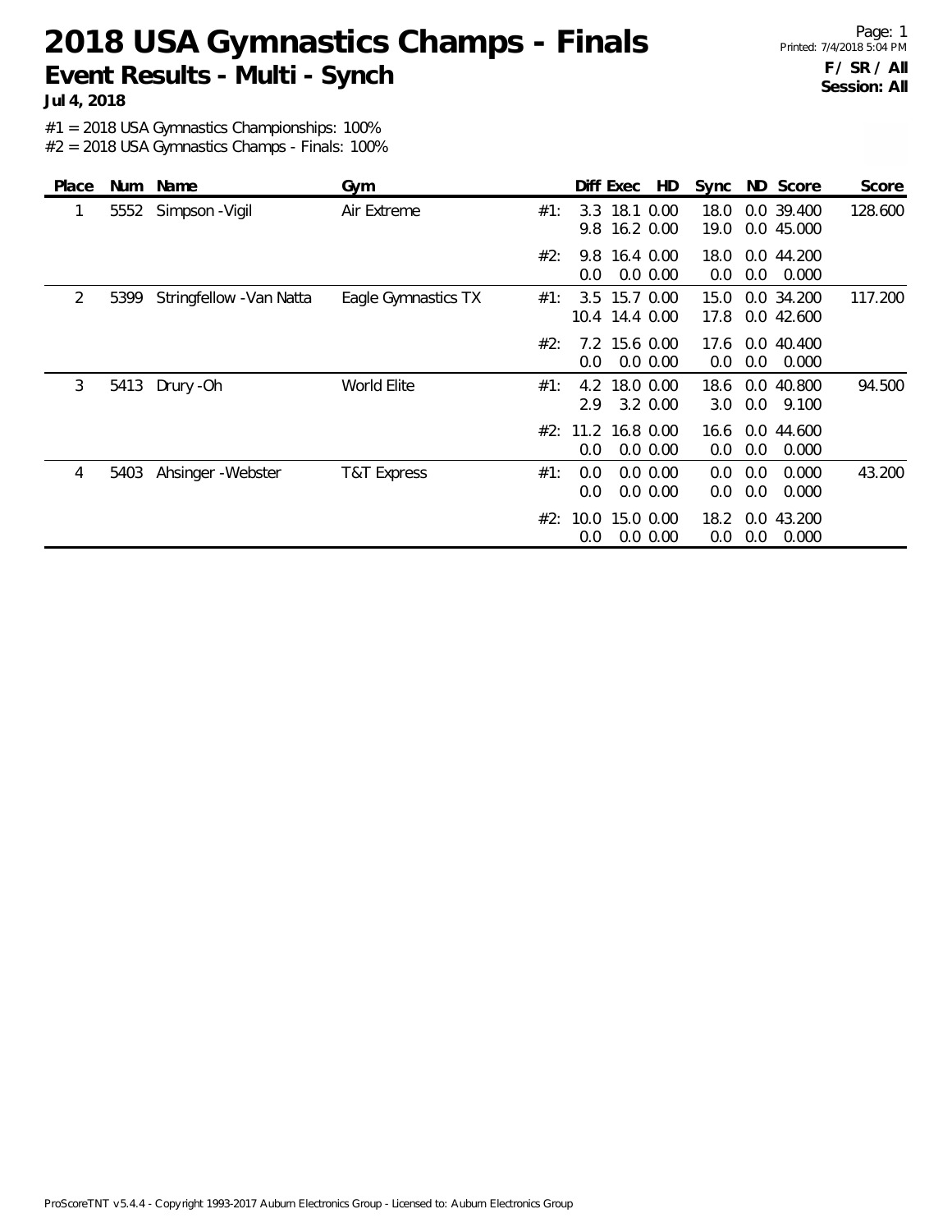# 2018 USA Gymnastics Champs - Finals

## Event Results - Multi - Synch

**Jul 4, 2018**

**F / SR / All**
**Session: All**

#1 = 2018 USA Gymnastics Championships: 100%
#2 = 2018 USA Gymnastics Champs - Finals: 100%

| Place | Num | Name | Gym | | Diff | Exec | HD | Sync | ND | Score | Score |
|---|---|---|---|---|---|---|---|---|---|---|---|
| 1 | 5552 | Simpson -Vigil | Air Extreme | #1: | 3.3 | 18.1 | 0.00 | 18.0 | 0.0 | 39.400 | 128.600 |
| | | | | | 9.8 | 16.2 | 0.00 | 19.0 | 0.0 | 45.000 | |
| | | | | #2: | 9.8 | 16.4 | 0.00 | 18.0 | 0.0 | 44.200 | |
| | | | | | 0.0 | 0.0 | 0.00 | 0.0 | 0.0 | 0.000 | |
| 2 | 5399 | Stringfellow -Van Natta | Eagle Gymnastics TX | #1: | 3.5 | 15.7 | 0.00 | 15.0 | 0.0 | 34.200 | 117.200 |
| | | | | | 10.4 | 14.4 | 0.00 | 17.8 | 0.0 | 42.600 | |
| | | | | #2: | 7.2 | 15.6 | 0.00 | 17.6 | 0.0 | 40.400 | |
| | | | | | 0.0 | 0.0 | 0.00 | 0.0 | 0.0 | 0.000 | |
| 3 | 5413 | Drury -Oh | World Elite | #1: | 4.2 | 18.0 | 0.00 | 18.6 | 0.0 | 40.800 | 94.500 |
| | | | | | 2.9 | 3.2 | 0.00 | 3.0 | 0.0 | 9.100 | |
| | | | | #2: | 11.2 | 16.8 | 0.00 | 16.6 | 0.0 | 44.600 | |
| | | | | | 0.0 | 0.0 | 0.00 | 0.0 | 0.0 | 0.000 | |
| 4 | 5403 | Ahsinger -Webster | T&T Express | #1: | 0.0 | 0.0 | 0.00 | 0.0 | 0.0 | 0.000 | 43.200 |
| | | | | | 0.0 | 0.0 | 0.00 | 0.0 | 0.0 | 0.000 | |
| | | | | #2: | 10.0 | 15.0 | 0.00 | 18.2 | 0.0 | 43.200 | |
| | | | | | 0.0 | 0.0 | 0.00 | 0.0 | 0.0 | 0.000 | |

ProScoreTNT v5.4.4 - Copyright 1993-2017 Auburn Electronics Group - Licensed to: Auburn Electronics Group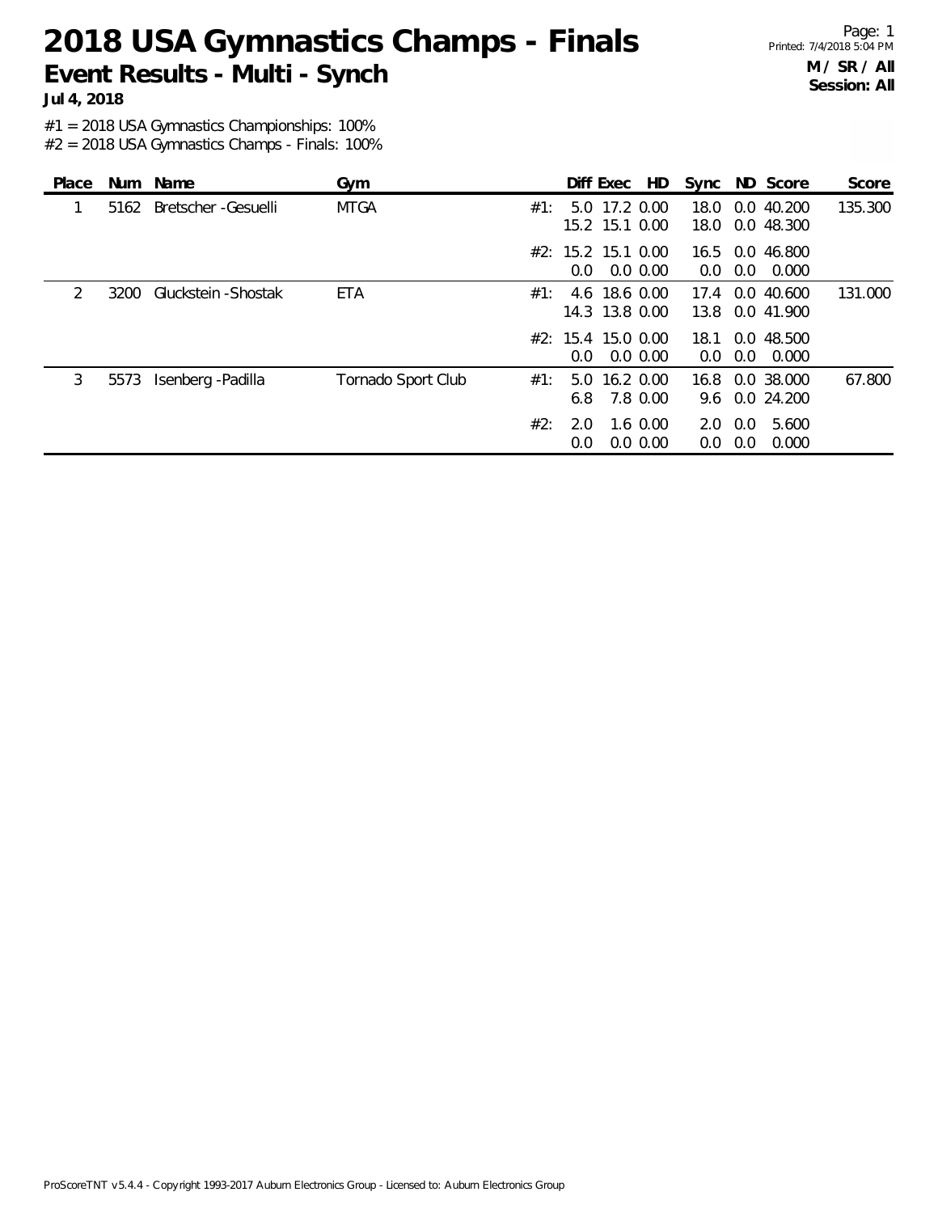# 2018 USA Gymnastics Champs - Finals

## Event Results - Multi - Synch

**Jul 4, 2018**

**M / SR / All**
**Session: All**

#1 = 2018 USA Gymnastics Championships: 100%
#2 = 2018 USA Gymnastics Champs - Finals: 100%

| Place | Num | Name | Gym | | Diff | Exec | HD | Sync | ND | Score | Score |
|---|---|---|---|---|---|---|---|---|---|---|---|
| 1 | 5162 | Bretscher -Gesuelli | MTGA | #1: | 5.0 | 17.2 | 0.00 | 18.0 | 0.0 | 40.200 | 135.300 |
| | | | | | 15.2 | 15.1 | 0.00 | 18.0 | 0.0 | 48.300 | |
| | | | | #2: | 15.2 | 15.1 | 0.00 | 16.5 | 0.0 | 46.800 | |
| | | | | | 0.0 | 0.0 | 0.00 | 0.0 | 0.0 | 0.000 | |
| 2 | 3200 | Gluckstein -Shostak | ETA | #1: | 4.6 | 18.6 | 0.00 | 17.4 | 0.0 | 40.600 | 131.000 |
| | | | | | 14.3 | 13.8 | 0.00 | 13.8 | 0.0 | 41.900 | |
| | | | | #2: | 15.4 | 15.0 | 0.00 | 18.1 | 0.0 | 48.500 | |
| | | | | | 0.0 | 0.0 | 0.00 | 0.0 | 0.0 | 0.000 | |
| 3 | 5573 | Isenberg -Padilla | Tornado Sport Club | #1: | 5.0 | 16.2 | 0.00 | 16.8 | 0.0 | 38.000 | 67.800 |
| | | | | | 6.8 | 7.8 | 0.00 | 9.6 | 0.0 | 24.200 | |
| | | | | #2: | 2.0 | 1.6 | 0.00 | 2.0 | 0.0 | 5.600 | |
| | | | | | 0.0 | 0.0 | 0.00 | 0.0 | 0.0 | 0.000 | |

ProScoreTNT v5.4.4 - Copyright 1993-2017 Auburn Electronics Group - Licensed to: Auburn Electronics Group